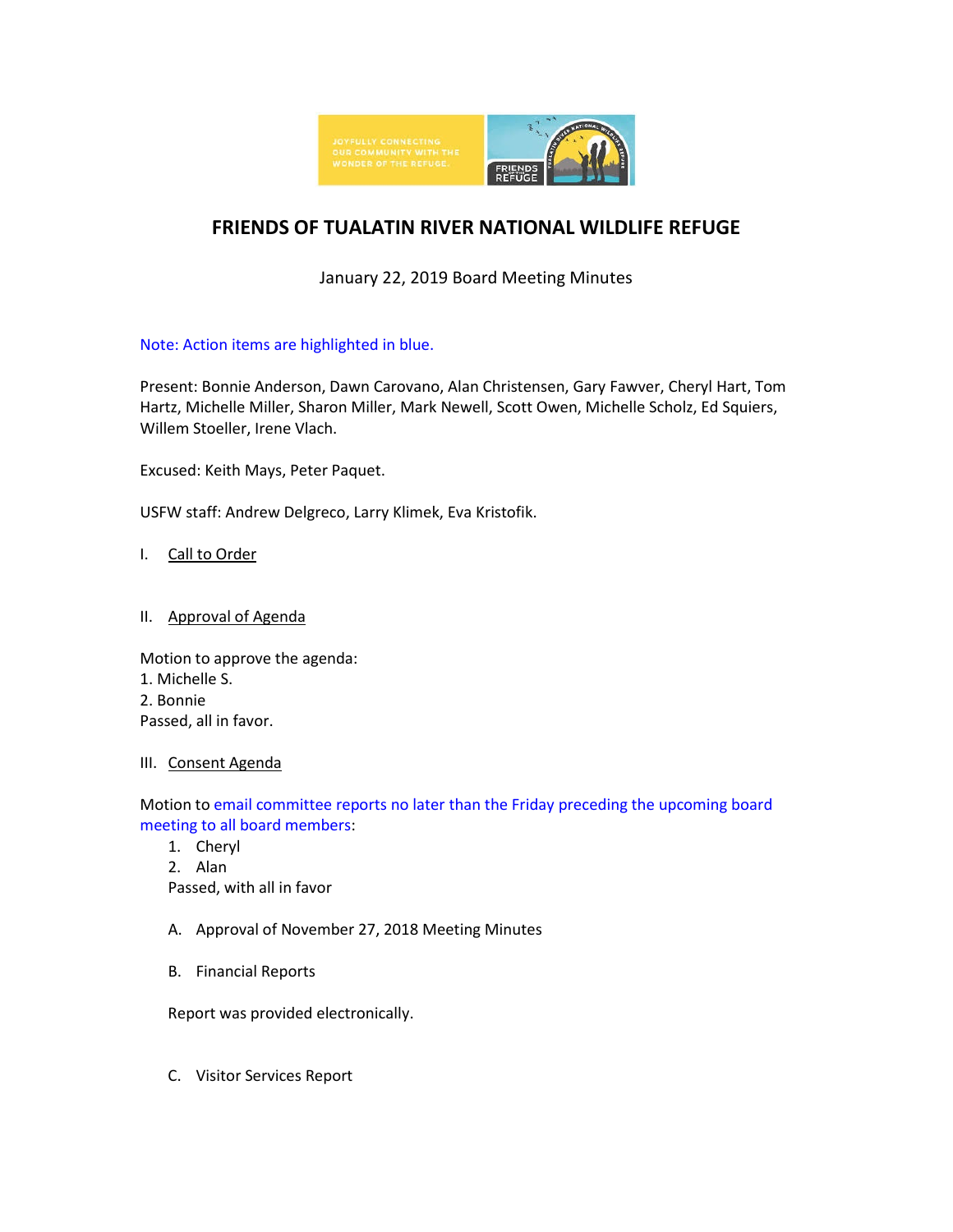# FRIENDS OF TUALATIN RIVER NATIONAL WILDLIFE REFUGE

January 22, 2019 Board Meeting Minutes

Note: Action items are highlighted in blue.

Present: Bonnie Anderson, Dawn Carovano, Alan Christensen, Gary Fawver, Cheryl Hart, Tom Hartz, Michelle Miller, Sharon Miller, Mark Newell, Scott Owen, Michelle Scholz, Ed Squiers, Willem Stoeller, Irene Vlach.

Excused: Keith Mays, Peter Paquet.

USFW staff: Andrew Delgreco, Larry Klimek, Eva Kristofik.

I. Call to Order

II. Approval of Agenda

Motion to approve the agenda:
1. Michelle S.
2. Bonnie
Passed, all in favor.

III. Consent Agenda

Motion to email committee reports no later than the Friday preceding the upcoming board meeting to all board members:

1. Cheryl
2. Alan

Passed, with all in favor

A. Approval of November 27, 2018 Meeting Minutes

B. Financial Reports

Report was provided electronically.

C. Visitor Services Report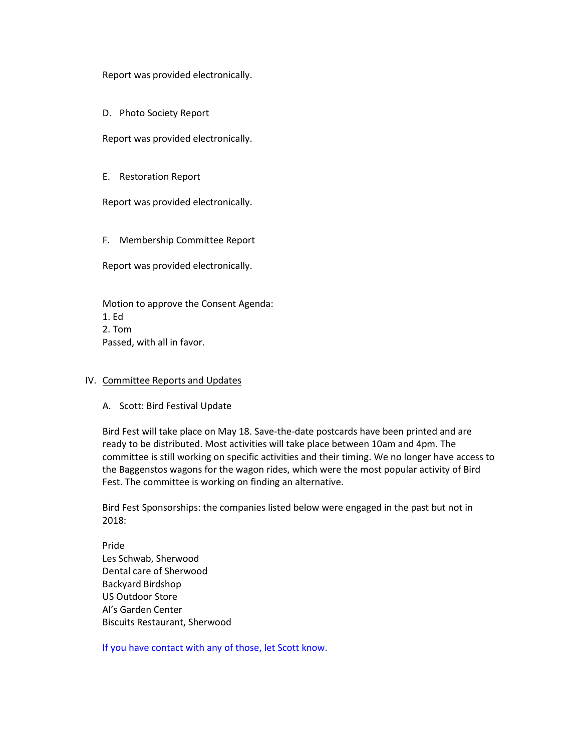Report was provided electronically.

D. Photo Society Report

Report was provided electronically.

E. Restoration Report

Report was provided electronically.

F. Membership Committee Report

Report was provided electronically.

Motion to approve the Consent Agenda:
1. Ed
2. Tom
Passed, with all in favor.

IV. Committee Reports and Updates

A. Scott: Bird Festival Update

Bird Fest will take place on May 18. Save-the-date postcards have been printed and are ready to be distributed. Most activities will take place between 10am and 4pm. The committee is still working on specific activities and their timing. We no longer have access to the Baggenstos wagons for the wagon rides, which were the most popular activity of Bird Fest. The committee is working on finding an alternative.

Bird Fest Sponsorships: the companies listed below were engaged in the past but not in 2018:

Pride
Les Schwab, Sherwood
Dental care of Sherwood
Backyard Birdshop
US Outdoor Store
Al's Garden Center
Biscuits Restaurant, Sherwood

If you have contact with any of those, let Scott know.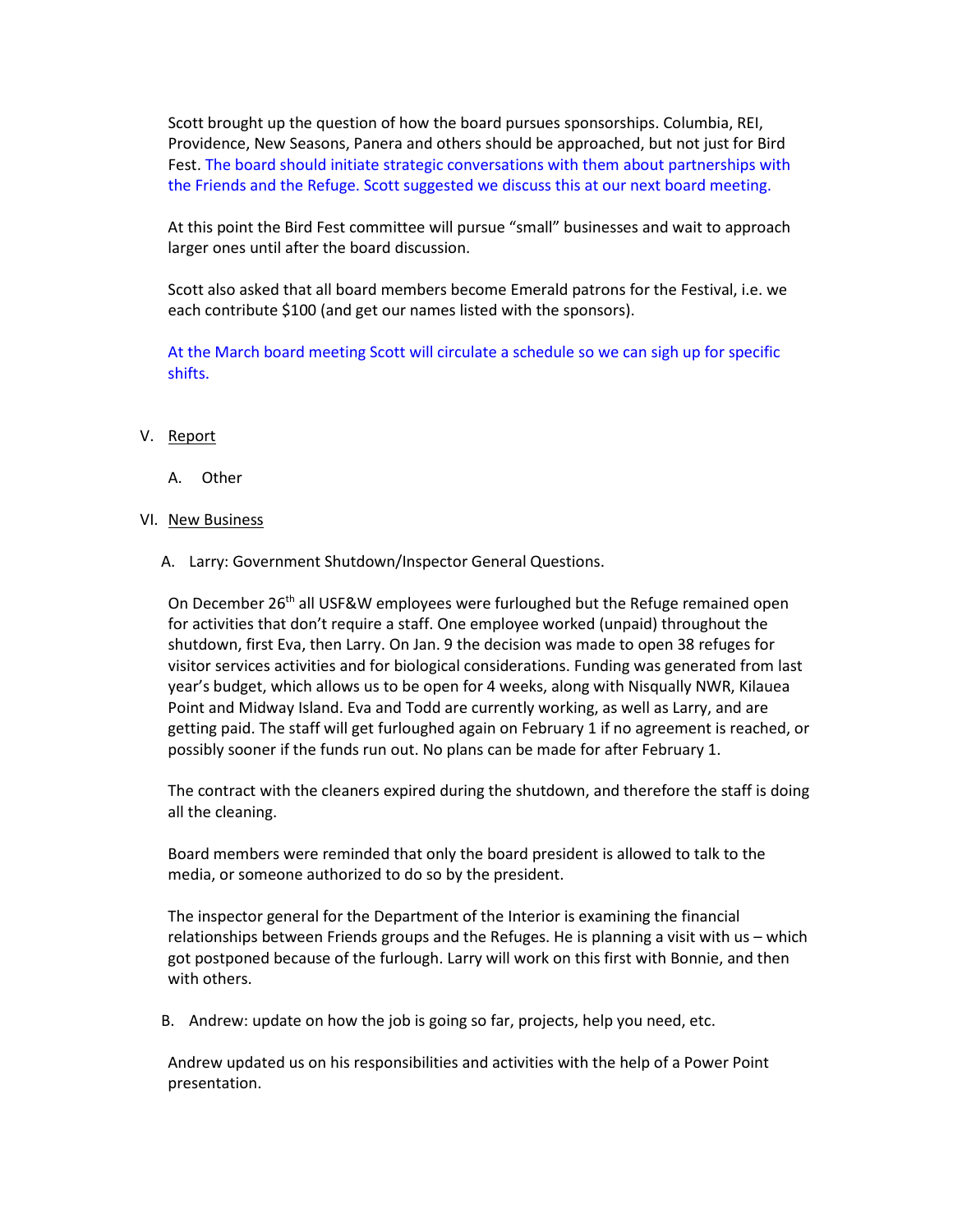Scott brought up the question of how the board pursues sponsorships. Columbia, REI, Providence, New Seasons, Panera and others should be approached, but not just for Bird Fest. The board should initiate strategic conversations with them about partnerships with the Friends and the Refuge. Scott suggested we discuss this at our next board meeting.

At this point the Bird Fest committee will pursue "small" businesses and wait to approach larger ones until after the board discussion.

Scott also asked that all board members become Emerald patrons for the Festival, i.e. we each contribute $100 (and get our names listed with the sponsors).

At the March board meeting Scott will circulate a schedule so we can sigh up for specific shifts.

V. Report

   A. Other

VI. New Business

   A. Larry: Government Shutdown/Inspector General Questions.

   On December 26th all USF&W employees were furloughed but the Refuge remained open for activities that don't require a staff. One employee worked (unpaid) throughout the shutdown, first Eva, then Larry. On Jan. 9 the decision was made to open 38 refuges for visitor services activities and for biological considerations. Funding was generated from last year's budget, which allows us to be open for 4 weeks, along with Nisqually NWR, Kilauea Point and Midway Island. Eva and Todd are currently working, as well as Larry, and are getting paid. The staff will get furloughed again on February 1 if no agreement is reached, or possibly sooner if the funds run out. No plans can be made for after February 1.

   The contract with the cleaners expired during the shutdown, and therefore the staff is doing all the cleaning.

   Board members were reminded that only the board president is allowed to talk to the media, or someone authorized to do so by the president.

   The inspector general for the Department of the Interior is examining the financial relationships between Friends groups and the Refuges. He is planning a visit with us – which got postponed because of the furlough. Larry will work on this first with Bonnie, and then with others.

   B. Andrew: update on how the job is going so far, projects, help you need, etc.

   Andrew updated us on his responsibilities and activities with the help of a Power Point presentation.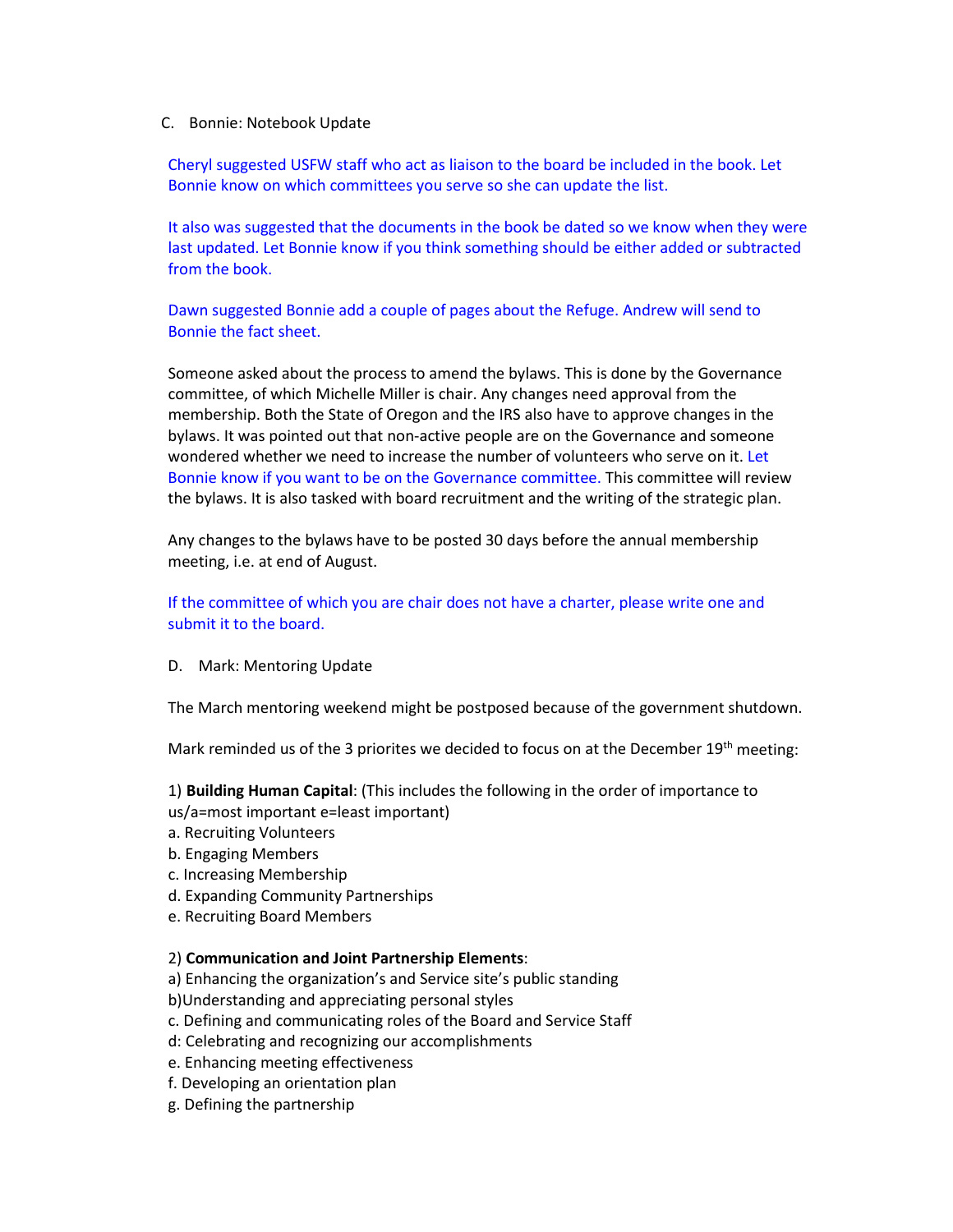C. Bonnie: Notebook Update

Cheryl suggested USFW staff who act as liaison to the board be included in the book. Let Bonnie know on which committees you serve so she can update the list.

It also was suggested that the documents in the book be dated so we know when they were last updated. Let Bonnie know if you think something should be either added or subtracted from the book.

Dawn suggested Bonnie add a couple of pages about the Refuge. Andrew will send to Bonnie the fact sheet.

Someone asked about the process to amend the bylaws. This is done by the Governance committee, of which Michelle Miller is chair. Any changes need approval from the membership. Both the State of Oregon and the IRS also have to approve changes in the bylaws. It was pointed out that non-active people are on the Governance and someone wondered whether we need to increase the number of volunteers who serve on it. Let Bonnie know if you want to be on the Governance committee. This committee will review the bylaws. It is also tasked with board recruitment and the writing of the strategic plan.

Any changes to the bylaws have to be posted 30 days before the annual membership meeting, i.e. at end of August.

If the committee of which you are chair does not have a charter, please write one and submit it to the board.

D. Mark: Mentoring Update

The March mentoring weekend might be postposed because of the government shutdown.

Mark reminded us of the 3 priorites we decided to focus on at the December 19th meeting:

1) **Building Human Capital**: (This includes the following in the order of importance to us/a=most important e=least important)
a. Recruiting Volunteers
b. Engaging Members
c. Increasing Membership
d. Expanding Community Partnerships
e. Recruiting Board Members

2) **Communication and Joint Partnership Elements**:
a) Enhancing the organization's and Service site's public standing
b)Understanding and appreciating personal styles
c. Defining and communicating roles of the Board and Service Staff
d: Celebrating and recognizing our accomplishments
e. Enhancing meeting effectiveness
f. Developing an orientation plan
g. Defining the partnership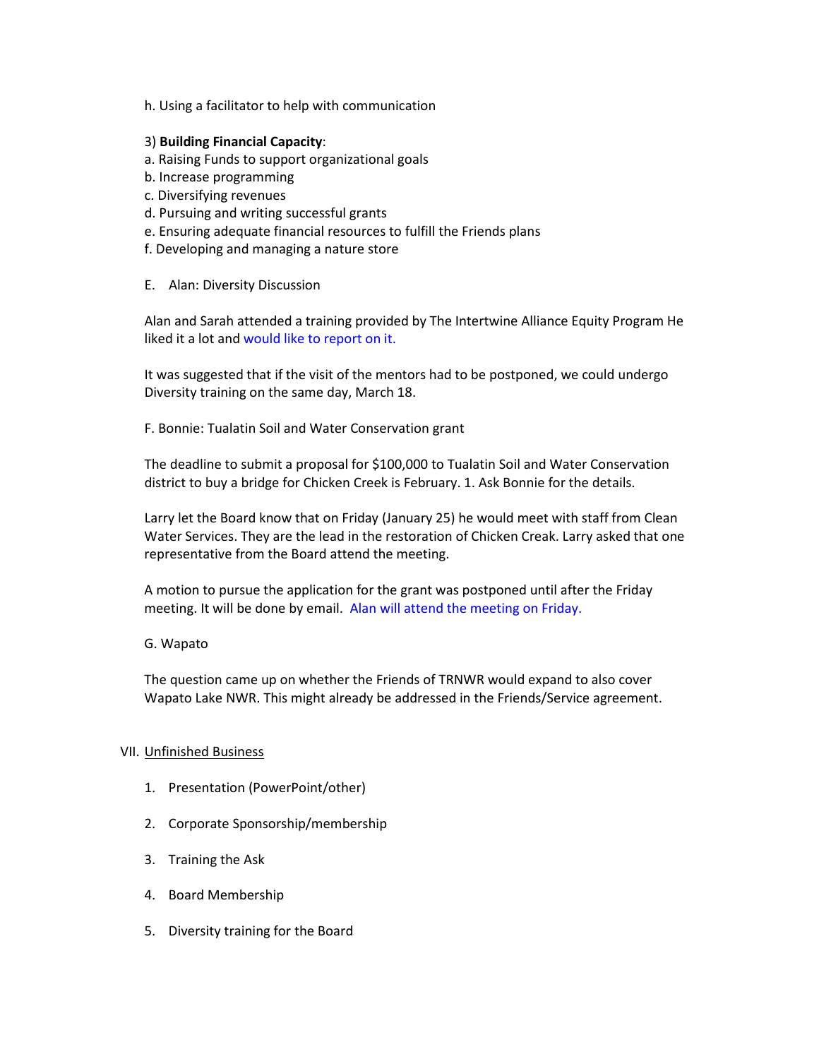h. Using a facilitator to help with communication

3) **Building Financial Capacity**:
a. Raising Funds to support organizational goals
b. Increase programming
c. Diversifying revenues
d. Pursuing and writing successful grants
e. Ensuring adequate financial resources to fulfill the Friends plans
f. Developing and managing a nature store

E. Alan: Diversity Discussion

Alan and Sarah attended a training provided by The Intertwine Alliance Equity Program He liked it a lot and would like to report on it.

It was suggested that if the visit of the mentors had to be postponed, we could undergo Diversity training on the same day, March 18.

F. Bonnie: Tualatin Soil and Water Conservation grant

The deadline to submit a proposal for $100,000 to Tualatin Soil and Water Conservation district to buy a bridge for Chicken Creek is February. 1. Ask Bonnie for the details.

Larry let the Board know that on Friday (January 25) he would meet with staff from Clean Water Services. They are the lead in the restoration of Chicken Creak. Larry asked that one representative from the Board attend the meeting.

A motion to pursue the application for the grant was postponed until after the Friday meeting. It will be done by email. Alan will attend the meeting on Friday.

G. Wapato

The question came up on whether the Friends of TRNWR would expand to also cover Wapato Lake NWR. This might already be addressed in the Friends/Service agreement.

VII. Unfinished Business

1. Presentation (PowerPoint/other)
2. Corporate Sponsorship/membership
3. Training the Ask
4. Board Membership
5. Diversity training for the Board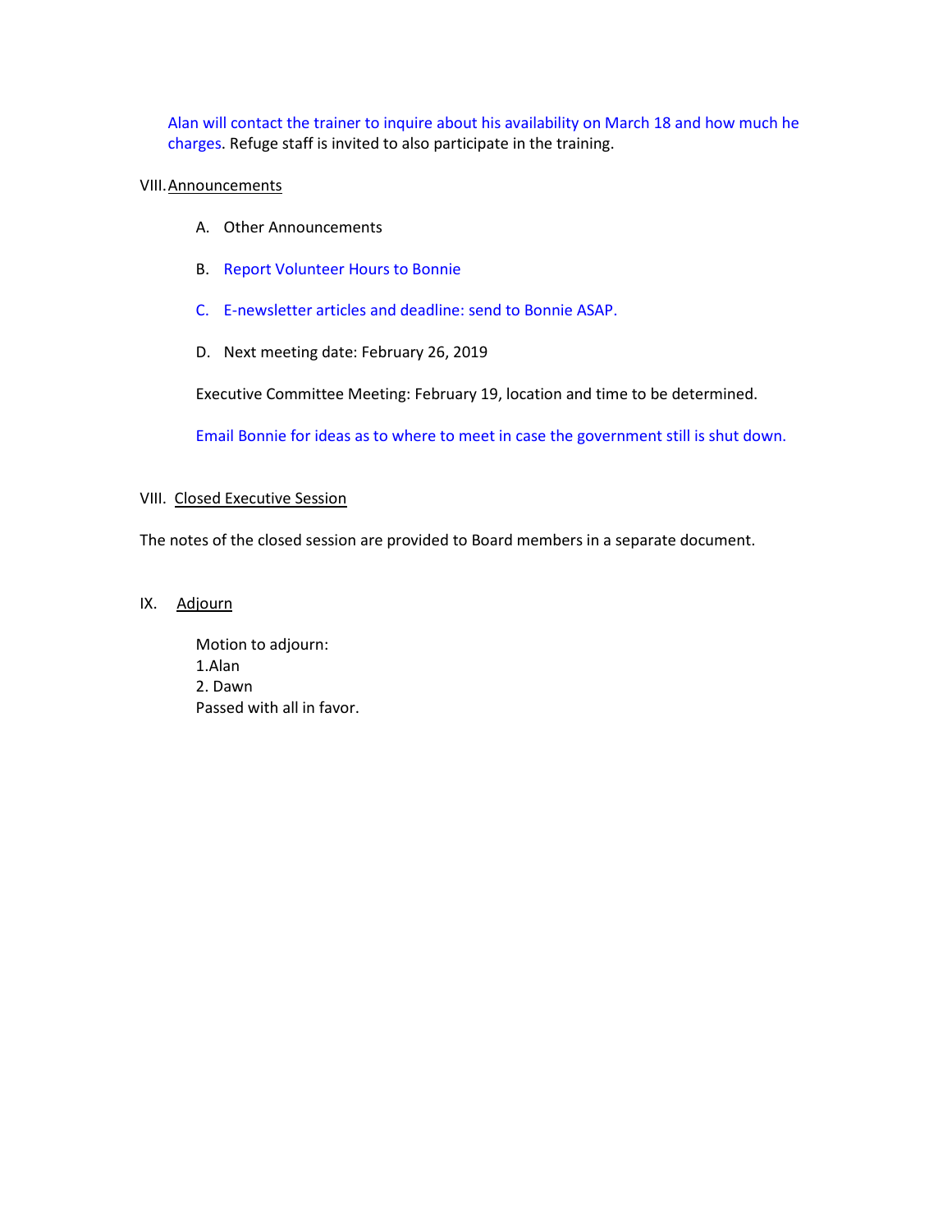Alan will contact the trainer to inquire about his availability on March 18 and how much he charges. Refuge staff is invited to also participate in the training.

VIII. Announcements

A. Other Announcements

B. Report Volunteer Hours to Bonnie

C. E-newsletter articles and deadline: send to Bonnie ASAP.

D. Next meeting date: February 26, 2019

Executive Committee Meeting: February 19, location and time to be determined.

Email Bonnie for ideas as to where to meet in case the government still is shut down.

VIII. Closed Executive Session

The notes of the closed session are provided to Board members in a separate document.

IX. Adjourn

Motion to adjourn:
1.Alan
2. Dawn
Passed with all in favor.